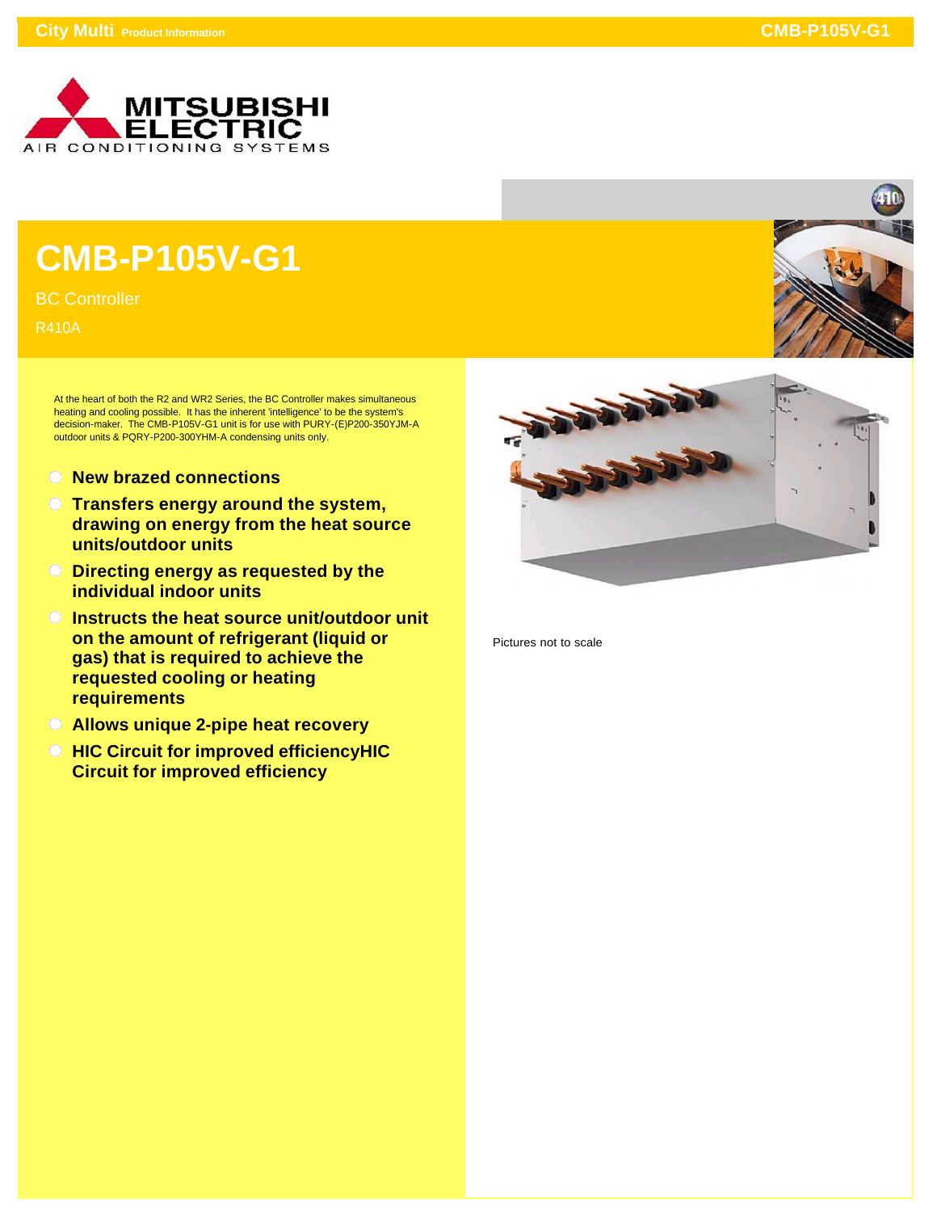# CMB-P105V-G1

BC Controller

R410A

At the heart of both the R2 and WR2 Series, the BC Controller makes simultaneous heating and cooling possible. It has the inherent 'intelligence' to be the system's decision-maker. The CMB-P105V-G1 unit is for use with PURY-(E)P200-350YJM-A outdoor units & PQRY-P200-300YHM-A condensing units only.

- **New brazed connections**
- **Transfers energy around the system, drawing on energy from the heat source units/outdoor units**
- **Directing energy as requested by the individual indoor units**
- **Instructs the heat source unit/outdoor unit on the amount of refrigerant (liquid or gas) that is required to achieve the requested cooling or heating requirements**
- **Allows unique 2-pipe heat recovery**
- **HIC Circuit for improved efficiencyHIC Circuit for improved efficiency**

Pictures not to scale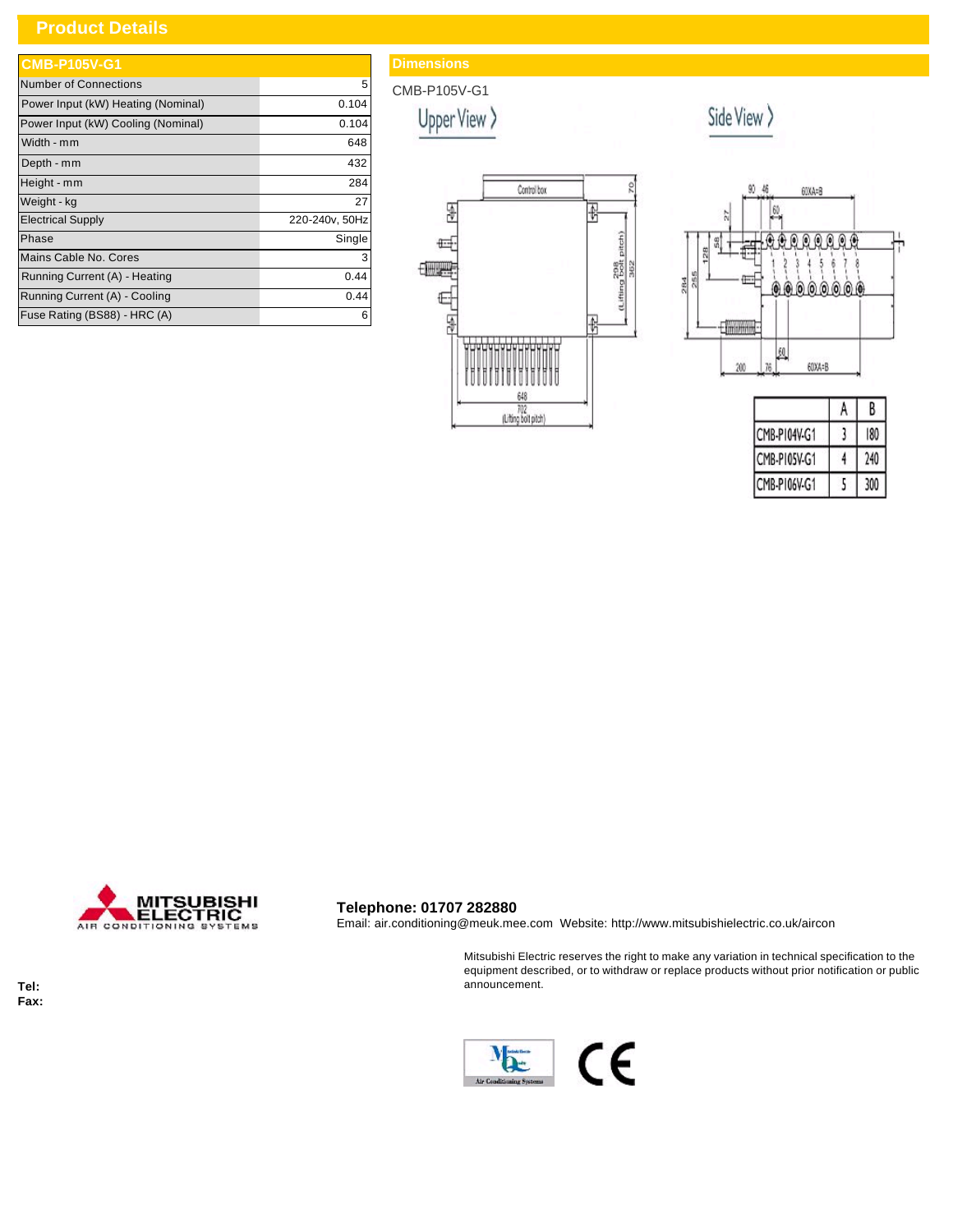# Product Details

| CMB-P105V-G1 | |
|---|---|
| Number of Connections | 5 |
| Power Input (kW) Heating (Nominal) | 0.104 |
| Power Input (kW) Cooling (Nominal) | 0.104 |
| Width - mm | 648 |
| Depth - mm | 432 |
| Height - mm | 284 |
| Weight - kg | 27 |
| Electrical Supply | 220-240v, 50Hz |
| Phase | Single |
| Mains Cable No. Cores | 3 |
| Running Current (A) - Heating | 0.44 |
| Running Current (A) - Cooling | 0.44 |
| Fuse Rating (BS88) - HRC (A) | 6 |

## Dimensions

CMB-P105V-G1

Upper View

Control box
70
298 (Lifting bolt pitch)
362
648
702 (Lifting bolt pitch)

Side View

90 46 60XA=B
60
27
58
128
284
255
1 2 3 4 5 6 7 8
60
200 76 60XA=B

| | A | B |
|---|---|---|
| CMB-P104V-G1 | 3 | 180 |
| CMB-P105V-G1 | 4 | 240 |
| CMB-P106V-G1 | 5 | 300 |

MITSUBISHI ELECTRIC
AIR CONDITIONING SYSTEMS

**Telephone: 01707 282880**
Email: air.conditioning@meuk.mee.com Website: http://www.mitsubishielectric.co.uk/aircon

Mitsubishi Electric reserves the right to make any variation in technical specification to the equipment described, or to withdraw or replace products without prior notification or public announcement.

**Tel:**
**Fax:**